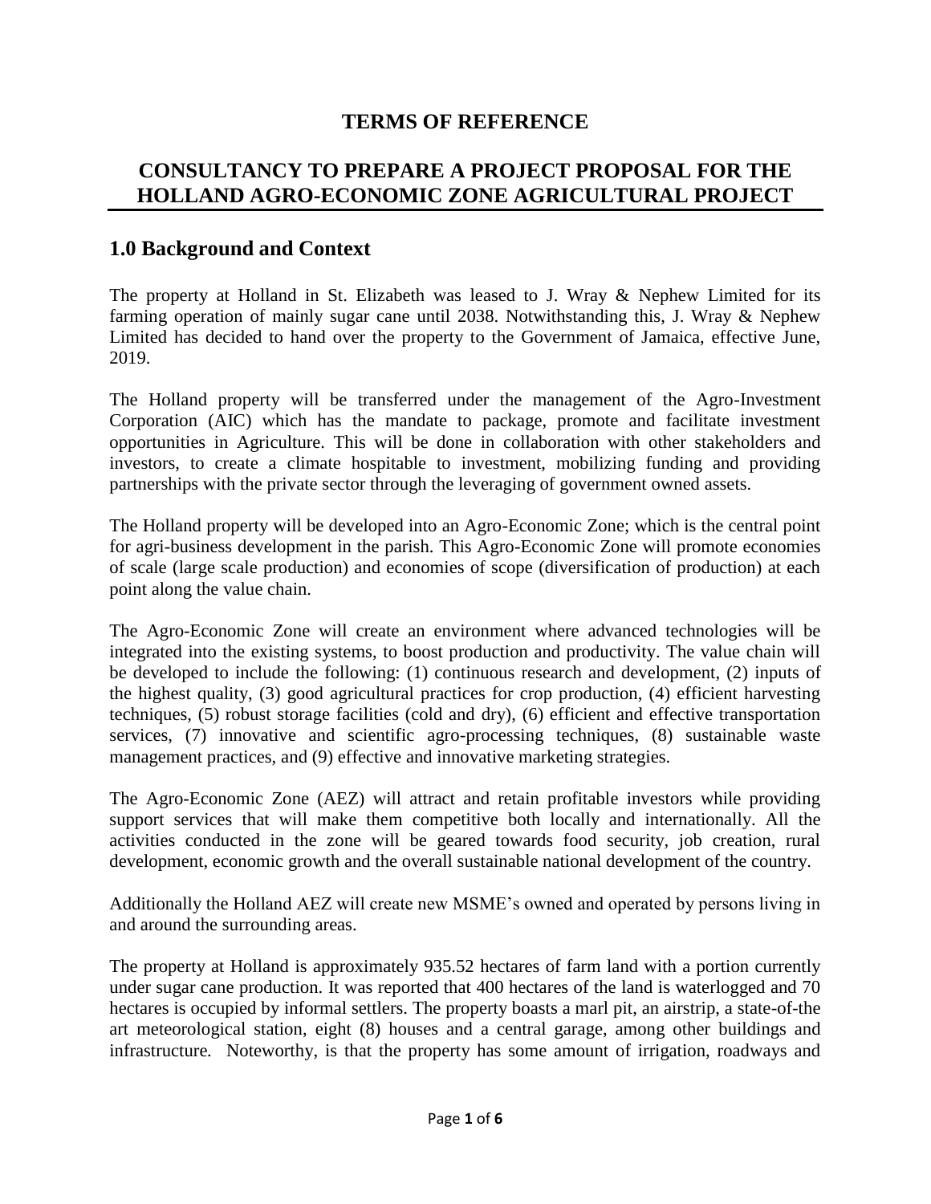# TERMS OF REFERENCE

# CONSULTANCY TO PREPARE A PROJECT PROPOSAL FOR THE HOLLAND AGRO-ECONOMIC ZONE AGRICULTURAL PROJECT

## 1.0 Background and Context

The property at Holland in St. Elizabeth was leased to J. Wray & Nephew Limited for its farming operation of mainly sugar cane until 2038. Notwithstanding this, J. Wray & Nephew Limited has decided to hand over the property to the Government of Jamaica, effective June, 2019.

The Holland property will be transferred under the management of the Agro-Investment Corporation (AIC) which has the mandate to package, promote and facilitate investment opportunities in Agriculture. This will be done in collaboration with other stakeholders and investors, to create a climate hospitable to investment, mobilizing funding and providing partnerships with the private sector through the leveraging of government owned assets.

The Holland property will be developed into an Agro-Economic Zone; which is the central point for agri-business development in the parish. This Agro-Economic Zone will promote economies of scale (large scale production) and economies of scope (diversification of production) at each point along the value chain.

The Agro-Economic Zone will create an environment where advanced technologies will be integrated into the existing systems, to boost production and productivity. The value chain will be developed to include the following: (1) continuous research and development, (2) inputs of the highest quality, (3) good agricultural practices for crop production, (4) efficient harvesting techniques, (5) robust storage facilities (cold and dry), (6) efficient and effective transportation services, (7) innovative and scientific agro-processing techniques, (8) sustainable waste management practices, and (9) effective and innovative marketing strategies.

The Agro-Economic Zone (AEZ) will attract and retain profitable investors while providing support services that will make them competitive both locally and internationally. All the activities conducted in the zone will be geared towards food security, job creation, rural development, economic growth and the overall sustainable national development of the country.

Additionally the Holland AEZ will create new MSME's owned and operated by persons living in and around the surrounding areas.

The property at Holland is approximately 935.52 hectares of farm land with a portion currently under sugar cane production. It was reported that 400 hectares of the land is waterlogged and 70 hectares is occupied by informal settlers. The property boasts a marl pit, an airstrip, a state-of-the art meteorological station, eight (8) houses and a central garage, among other buildings and infrastructure. Noteworthy, is that the property has some amount of irrigation, roadways and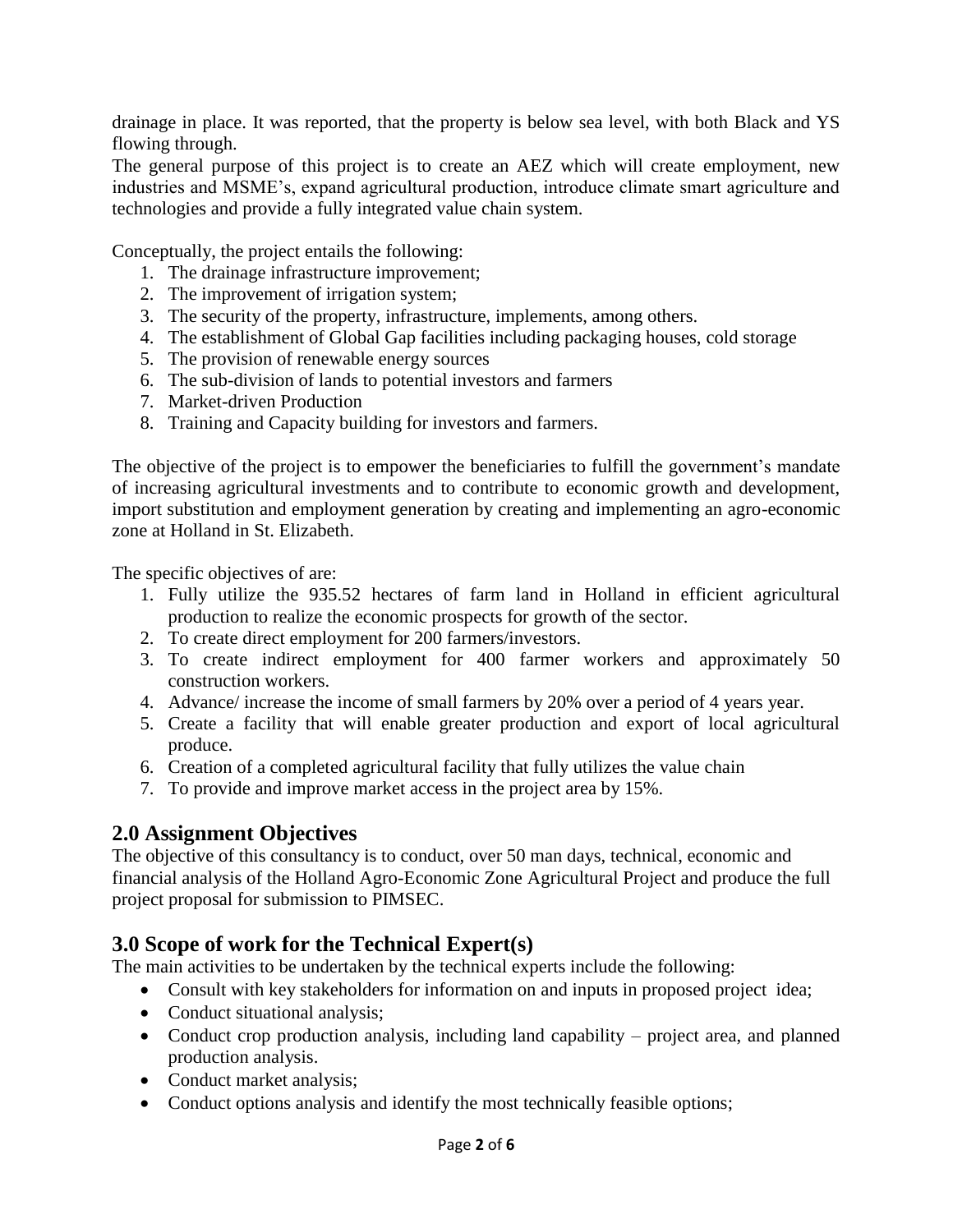drainage in place. It was reported, that the property is below sea level, with both Black and YS flowing through.

The general purpose of this project is to create an AEZ which will create employment, new industries and MSME's, expand agricultural production, introduce climate smart agriculture and technologies and provide a fully integrated value chain system.

Conceptually, the project entails the following:

1. The drainage infrastructure improvement;
2. The improvement of irrigation system;
3. The security of the property, infrastructure, implements, among others.
4. The establishment of Global Gap facilities including packaging houses, cold storage
5. The provision of renewable energy sources
6. The sub-division of lands to potential investors and farmers
7. Market-driven Production
8. Training and Capacity building for investors and farmers.

The objective of the project is to empower the beneficiaries to fulfill the government's mandate of increasing agricultural investments and to contribute to economic growth and development, import substitution and employment generation by creating and implementing an agro-economic zone at Holland in St. Elizabeth.

The specific objectives of are:

1. Fully utilize the 935.52 hectares of farm land in Holland in efficient agricultural production to realize the economic prospects for growth of the sector.
2. To create direct employment for 200 farmers/investors.
3. To create indirect employment for 400 farmer workers and approximately 50 construction workers.
4. Advance/ increase the income of small farmers by 20% over a period of 4 years year.
5. Create a facility that will enable greater production and export of local agricultural produce.
6. Creation of a completed agricultural facility that fully utilizes the value chain
7. To provide and improve market access in the project area by 15%.

## 2.0 Assignment Objectives

The objective of this consultancy is to conduct, over 50 man days, technical, economic and financial analysis of the Holland Agro-Economic Zone Agricultural Project and produce the full project proposal for submission to PIMSEC.

## 3.0 Scope of work for the Technical Expert(s)

The main activities to be undertaken by the technical experts include the following:

- Consult with key stakeholders for information on and inputs in proposed project idea;
- Conduct situational analysis;
- Conduct crop production analysis, including land capability – project area, and planned production analysis.
- Conduct market analysis;
- Conduct options analysis and identify the most technically feasible options;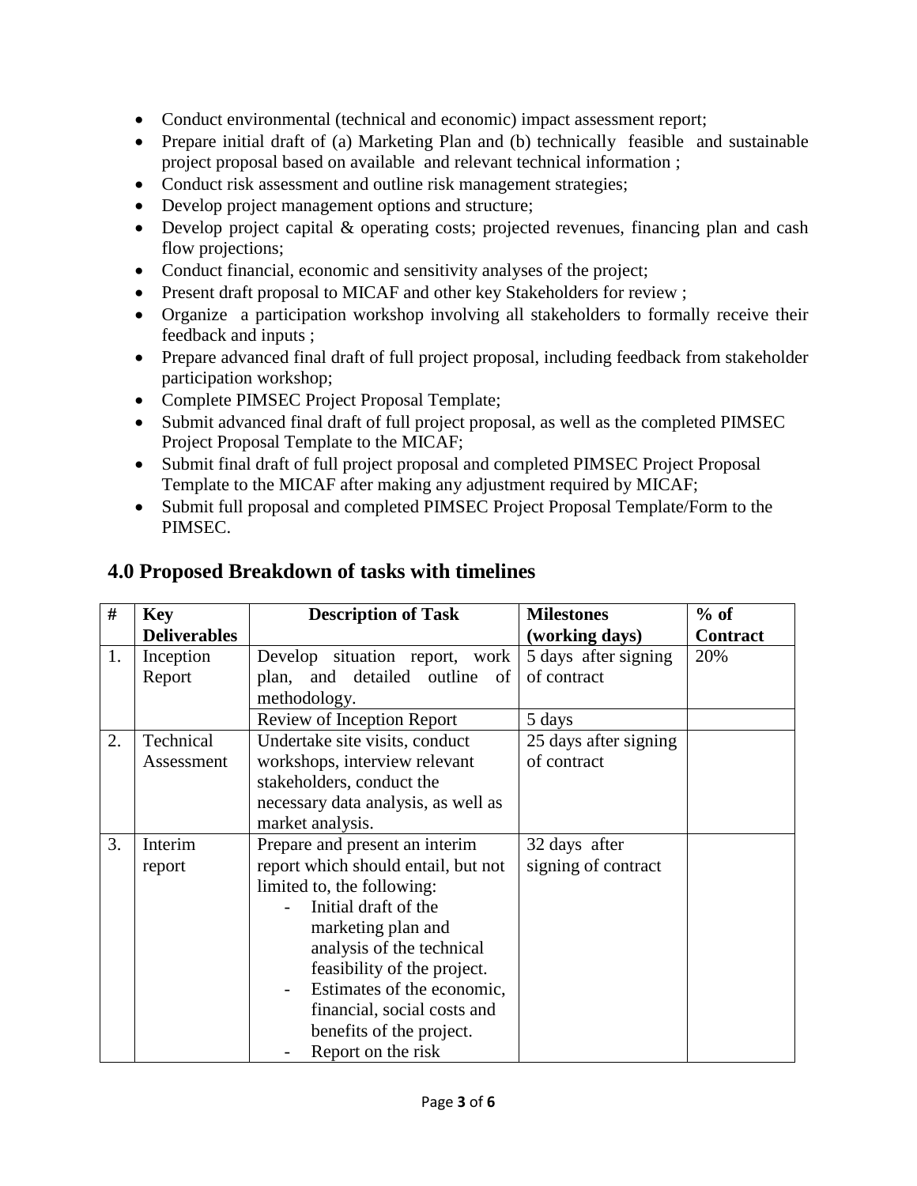- Conduct environmental (technical and economic) impact assessment report;
- Prepare initial draft of (a) Marketing Plan and (b) technically feasible and sustainable project proposal based on available and relevant technical information ;
- Conduct risk assessment and outline risk management strategies;
- Develop project management options and structure;
- Develop project capital & operating costs; projected revenues, financing plan and cash flow projections;
- Conduct financial, economic and sensitivity analyses of the project;
- Present draft proposal to MICAF and other key Stakeholders for review ;
- Organize a participation workshop involving all stakeholders to formally receive their feedback and inputs ;
- Prepare advanced final draft of full project proposal, including feedback from stakeholder participation workshop;
- Complete PIMSEC Project Proposal Template;
- Submit advanced final draft of full project proposal, as well as the completed PIMSEC Project Proposal Template to the MICAF;
- Submit final draft of full project proposal and completed PIMSEC Project Proposal Template to the MICAF after making any adjustment required by MICAF;
- Submit full proposal and completed PIMSEC Project Proposal Template/Form to the PIMSEC.

## 4.0 Proposed Breakdown of tasks with timelines

| # | Key Deliverables | Description of Task | Milestones (working days) | % of Contract |
|---|---|---|---|---|
| 1. | Inception Report | Develop situation report, work plan, and detailed outline of methodology. | 5 days after signing of contract | 20% |
| | | Review of Inception Report | 5 days | |
| 2. | Technical Assessment | Undertake site visits, conduct workshops, interview relevant stakeholders, conduct the necessary data analysis, as well as market analysis. | 25 days after signing of contract | |
| 3. | Interim report | Prepare and present an interim report which should entail, but not limited to, the following:<br>- Initial draft of the marketing plan and analysis of the technical feasibility of the project.<br>- Estimates of the economic, financial, social costs and benefits of the project.<br>- Report on the risk | 32 days after signing of contract | |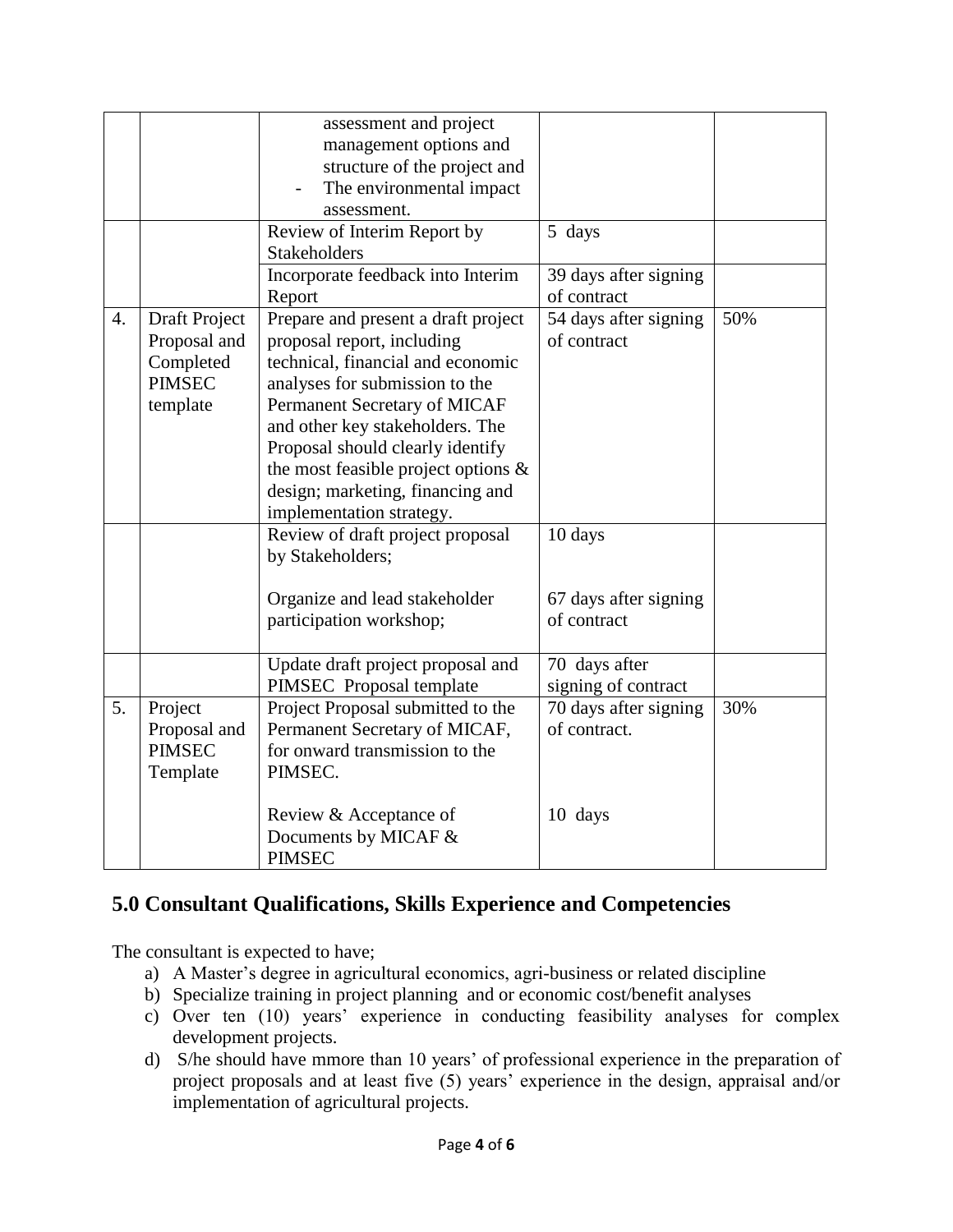| | | | | |
|---|---|---|---|---|
| | | assessment and project management options and structure of the project and<br>- The environmental impact assessment. | | |
| | | Review of Interim Report by Stakeholders | 5 days | |
| | | Incorporate feedback into Interim Report | 39 days after signing of contract | |
| 4. | Draft Project Proposal and Completed PIMSEC template | Prepare and present a draft project proposal report, including technical, financial and economic analyses for submission to the Permanent Secretary of MICAF and other key stakeholders. The Proposal should clearly identify the most feasible project options & design; marketing, financing and implementation strategy. | 54 days after signing of contract | 50% |
| | | Review of draft project proposal by Stakeholders;<br><br>Organize and lead stakeholder participation workshop; | 10 days<br><br>67 days after signing of contract | |
| | | Update draft project proposal and PIMSEC Proposal template | 70 days after signing of contract | |
| 5. | Project Proposal and PIMSEC Template | Project Proposal submitted to the Permanent Secretary of MICAF, for onward transmission to the PIMSEC.<br><br>Review & Acceptance of Documents by MICAF & PIMSEC | 70 days after signing of contract.<br><br>10 days | 30% |

## 5.0 Consultant Qualifications, Skills Experience and Competencies

The consultant is expected to have;

a) A Master's degree in agricultural economics, agri-business or related discipline
b) Specialize training in project planning and or economic cost/benefit analyses
c) Over ten (10) years' experience in conducting feasibility analyses for complex development projects.
d) S/he should have mmore than 10 years' of professional experience in the preparation of project proposals and at least five (5) years' experience in the design, appraisal and/or implementation of agricultural projects.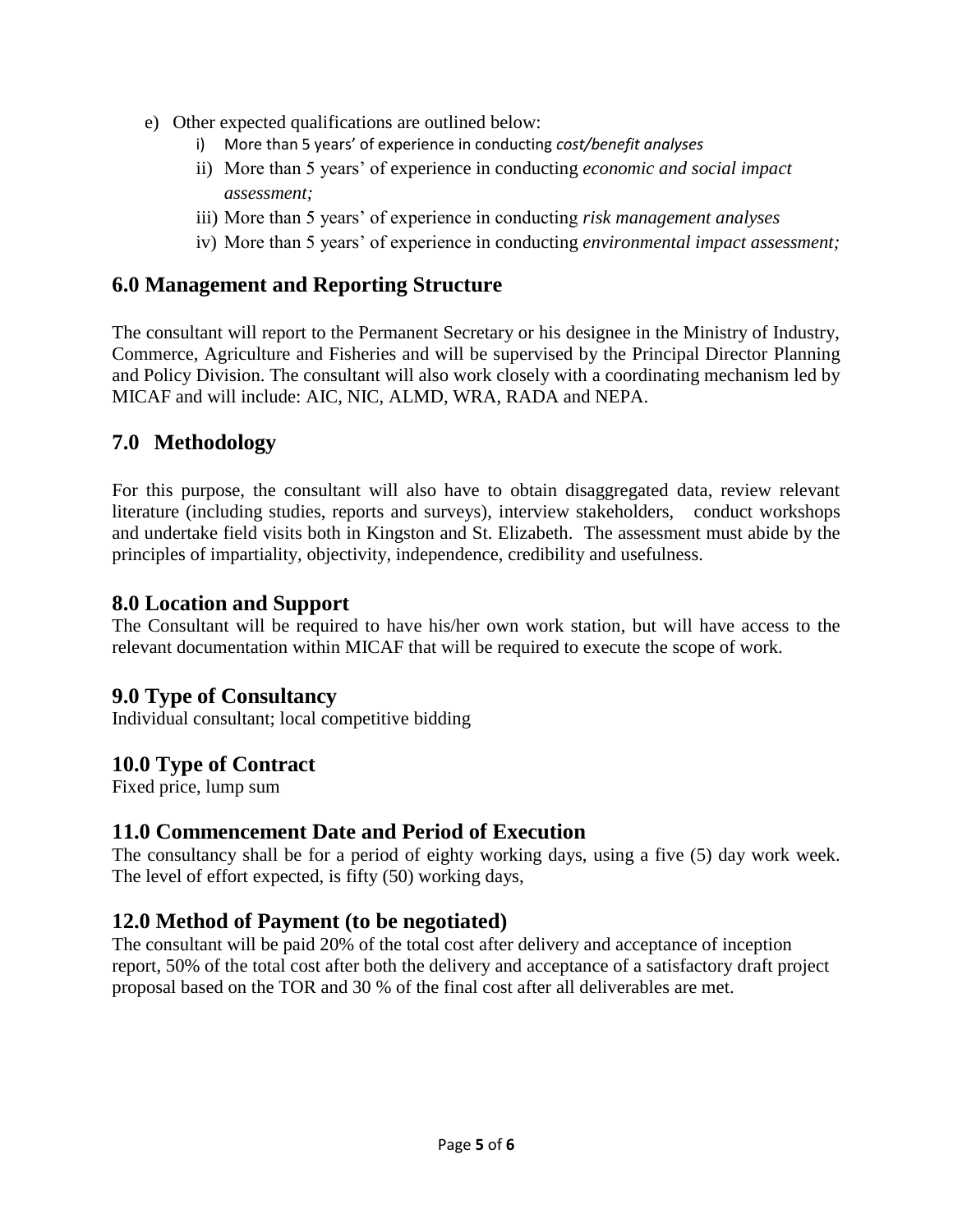e) Other expected qualifications are outlined below:
   i) More than 5 years' of experience in conducting *cost/benefit analyses*
   ii) More than 5 years' of experience in conducting *economic and social impact assessment;*
   iii) More than 5 years' of experience in conducting *risk management analyses*
   iv) More than 5 years' of experience in conducting *environmental impact assessment;*

## 6.0 Management and Reporting Structure

The consultant will report to the Permanent Secretary or his designee in the Ministry of Industry, Commerce, Agriculture and Fisheries and will be supervised by the Principal Director Planning and Policy Division. The consultant will also work closely with a coordinating mechanism led by MICAF and will include: AIC, NIC, ALMD, WRA, RADA and NEPA.

## 7.0 Methodology

For this purpose, the consultant will also have to obtain disaggregated data, review relevant literature (including studies, reports and surveys), interview stakeholders, conduct workshops and undertake field visits both in Kingston and St. Elizabeth. The assessment must abide by the principles of impartiality, objectivity, independence, credibility and usefulness.

## 8.0 Location and Support

The Consultant will be required to have his/her own work station, but will have access to the relevant documentation within MICAF that will be required to execute the scope of work.

## 9.0 Type of Consultancy

Individual consultant; local competitive bidding

## 10.0 Type of Contract

Fixed price, lump sum

## 11.0 Commencement Date and Period of Execution

The consultancy shall be for a period of eighty working days, using a five (5) day work week. The level of effort expected, is fifty (50) working days,

## 12.0 Method of Payment (to be negotiated)

The consultant will be paid 20% of the total cost after delivery and acceptance of inception report, 50% of the total cost after both the delivery and acceptance of a satisfactory draft project proposal based on the TOR and 30 % of the final cost after all deliverables are met.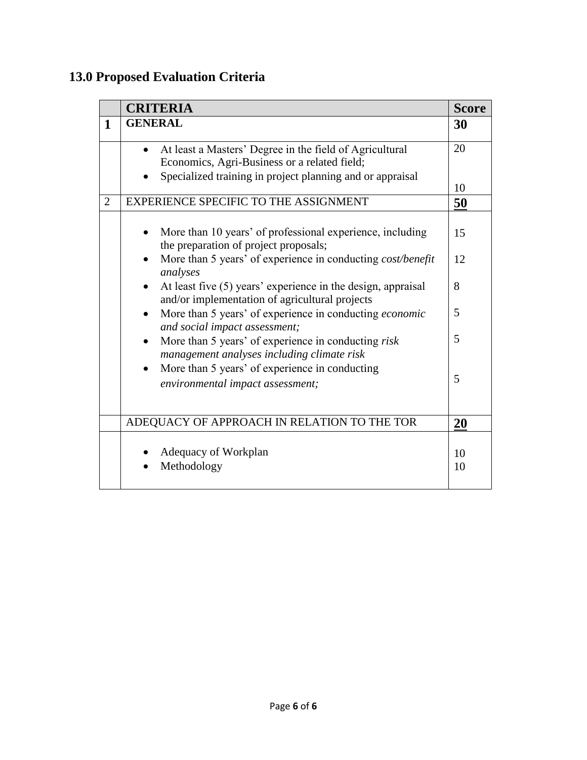## 13.0 Proposed Evaluation Criteria

| | **CRITERIA** | **Score** |
|---|---|---|
| **1** | **GENERAL** | **30** |
| | • At least a Masters' Degree in the field of Agricultural Economics, Agri-Business or a related field; | 20 |
| | • Specialized training in project planning and or appraisal | 10 |
| 2 | EXPERIENCE SPECIFIC TO THE ASSIGNMENT | **50** |
| | • More than 10 years' of professional experience, including the preparation of project proposals; | 15 |
| | • More than 5 years' of experience in conducting *cost/benefit analyses* | 12 |
| | • At least five (5) years' experience in the design, appraisal and/or implementation of agricultural projects | 8 |
| | • More than 5 years' of experience in conducting *economic and social impact assessment;* | 5 |
| | • More than 5 years' of experience in conducting *risk management analyses including climate risk* | 5 |
| | • More than 5 years' of experience in conducting *environmental impact assessment;* | 5 |
| | ADEQUACY OF APPROACH IN RELATION TO THE TOR | **20** |
| | • Adequacy of Workplan | 10 |
| | • Methodology | 10 |